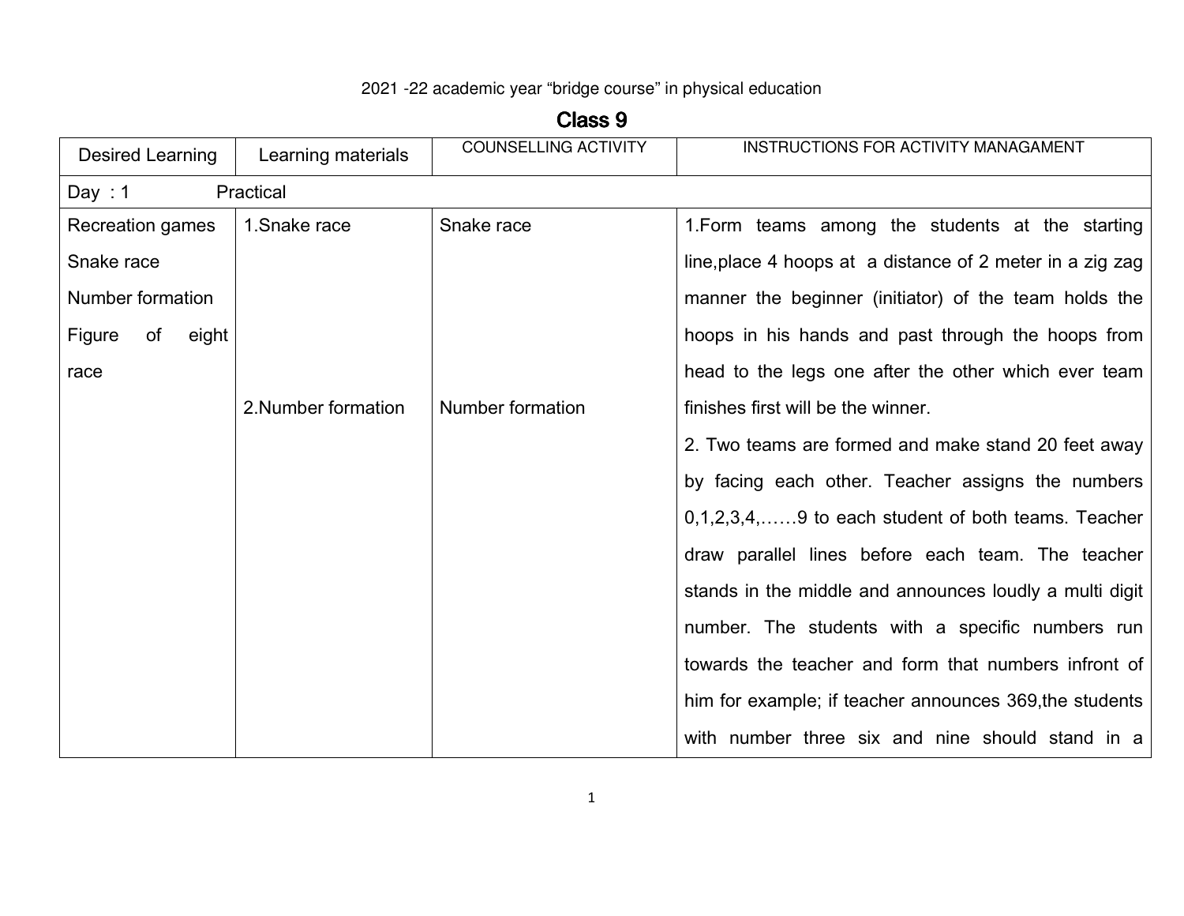2021 -22 academic year "bridge course" in physical education

# Class 9

| Desired Learning | Learning materials | COUNSELLING ACTIVITY | INSTRUCTIONS FOR ACTIVITY MANAGAMENT |
|---|---|---|---|
| Day : 1 Practical | | | |
| Recreation games<br>Snake race<br>Number formation<br>Figure of eight race | 1.Snake race<br><br>2.Number formation | Snake race<br><br>Number formation | 1.Form teams among the students at the starting line,place 4 hoops at a distance of 2 meter in a zig zag manner the beginner (initiator) of the team holds the hoops in his hands and past through the hoops from head to the legs one after the other which ever team finishes first will be the winner.<br>2. Two teams are formed and make stand 20 feet away by facing each other. Teacher assigns the numbers 0,1,2,3,4,……9 to each student of both teams. Teacher draw parallel lines before each team. The teacher stands in the middle and announces loudly a multi digit number. The students with a specific numbers run towards the teacher and form that numbers infront of him for example; if teacher announces 369,the students with number three six and nine should stand in a |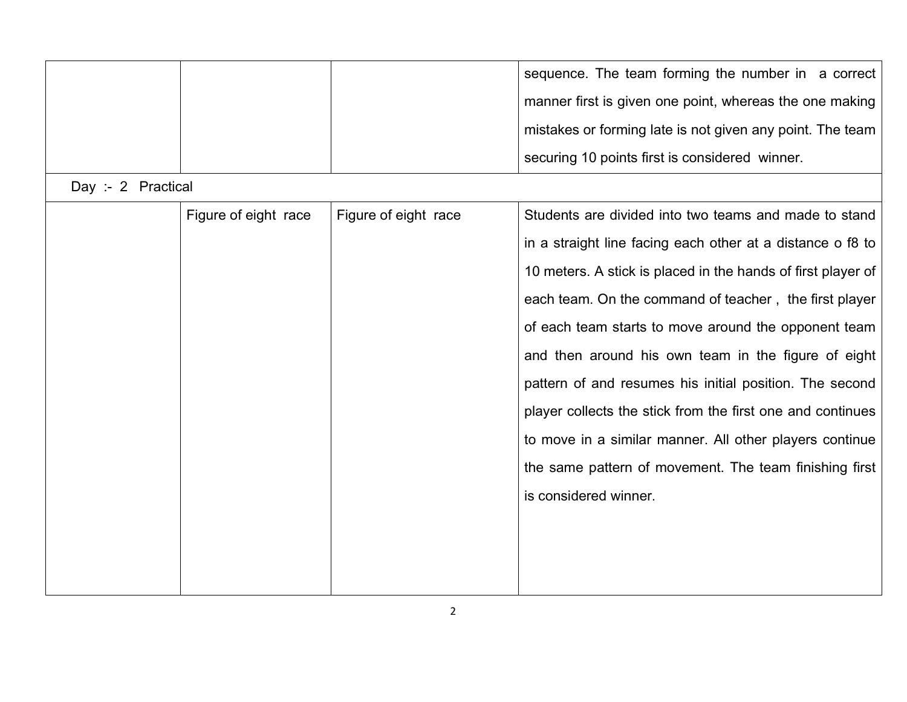| | | | |
|---|---|---|---|
| | | | sequence. The team forming the number in a correct manner first is given one point, whereas the one making mistakes or forming late is not given any point. The team securing 10 points first is considered winner. |
| Day :- 2 Practical | | | |
| | Figure of eight race | Figure of eight race | Students are divided into two teams and made to stand in a straight line facing each other at a distance o f8 to 10 meters. A stick is placed in the hands of first player of each team. On the command of teacher , the first player of each team starts to move around the opponent team and then around his own team in the figure of eight pattern of and resumes his initial position. The second player collects the stick from the first one and continues to move in a similar manner. All other players continue the same pattern of movement. The team finishing first is considered winner. |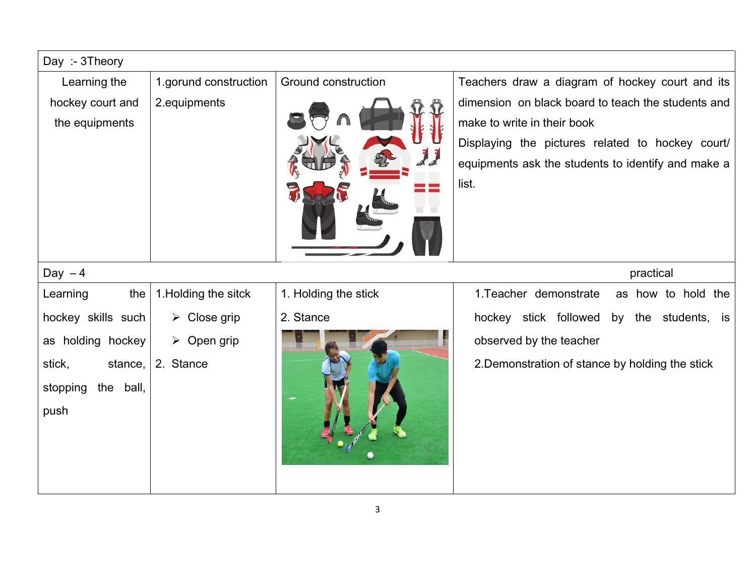| Day :- 3Theory | | | |
|---|---|---|---|
| Learning the hockey court and the equipments | 1.gorund construction<br>2.equipments | Ground construction | Teachers draw a diagram of hockey court and its dimension on black board to teach the students and make to write in their book<br>Displaying the pictures related to hockey court/ equipments ask the students to identify and make a list. |
| Day – 4 | | | practical |
| Learning the hockey skills such as holding hockey stick, stance, stopping the ball, push | 1.Holding the sitck<br>➢ Close grip<br>➢ Open grip<br>2. Stance | 1. Holding the stick<br>2. Stance | 1.Teacher demonstrate as how to hold the hockey stick followed by the students, is observed by the teacher<br>2.Demonstration of stance by holding the stick |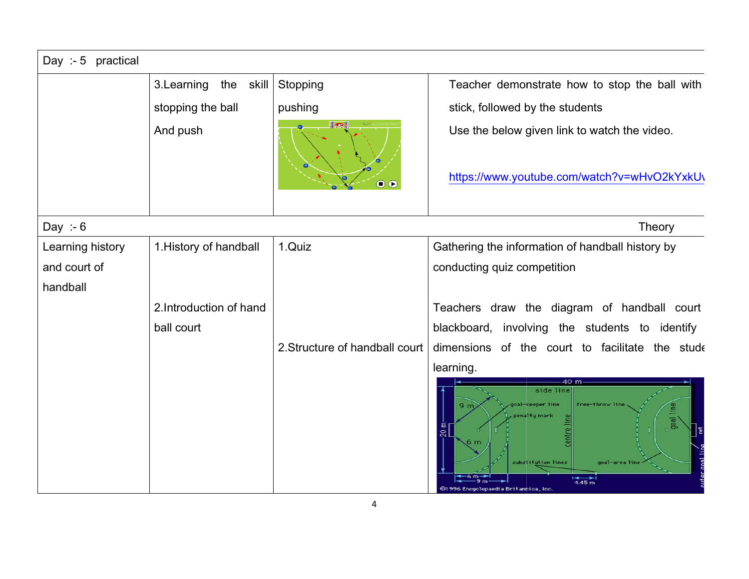| Day :- 5 practical | | | |
|---|---|---|---|
| | 3.Learning the skill stopping the ball And push | Stopping pushing | Teacher demonstrate how to stop the ball with stick, followed by the students<br>Use the below given link to watch the video.<br><br>https://www.youtube.com/watch?v=wHvO2kYxkUv |
| **Day :- 6** | | | **Theory** |
| Learning history and court of handball | 1.History of handball | 1.Quiz | Gathering the information of handball history by conducting quiz competition |
| | 2.Introduction of hand ball court | 2.Structure of handball court | Teachers draw the diagram of handball court blackboard, involving the students to identify dimensions of the court to facilitate the stude learning. |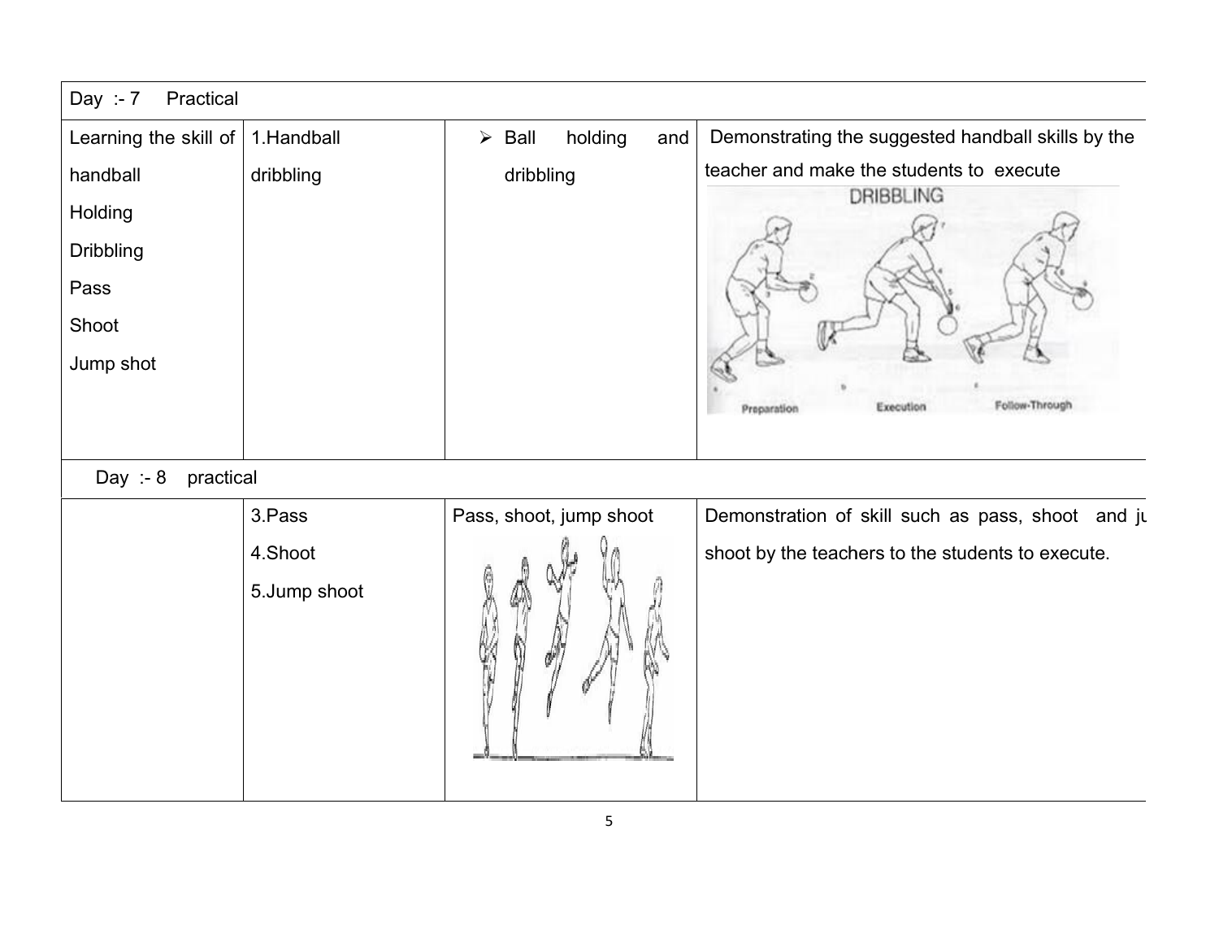| Day :- 7 Practical | | | |
|---|---|---|---|
| Learning the skill of handball<br>Holding<br>Dribbling<br>Pass<br>Shoot<br>Jump shot | 1.Handball dribbling | ➢ Ball holding and dribbling | Demonstrating the suggested handball skills by the teacher and make the students to execute<br>DRIBBLING<br>Preparation Execution Follow-Through |
| **Day :- 8 practical** | | | |
| | 3.Pass<br>4.Shoot<br>5.Jump shoot | Pass, shoot, jump shoot | Demonstration of skill such as pass, shoot and ju shoot by the teachers to the students to execute. |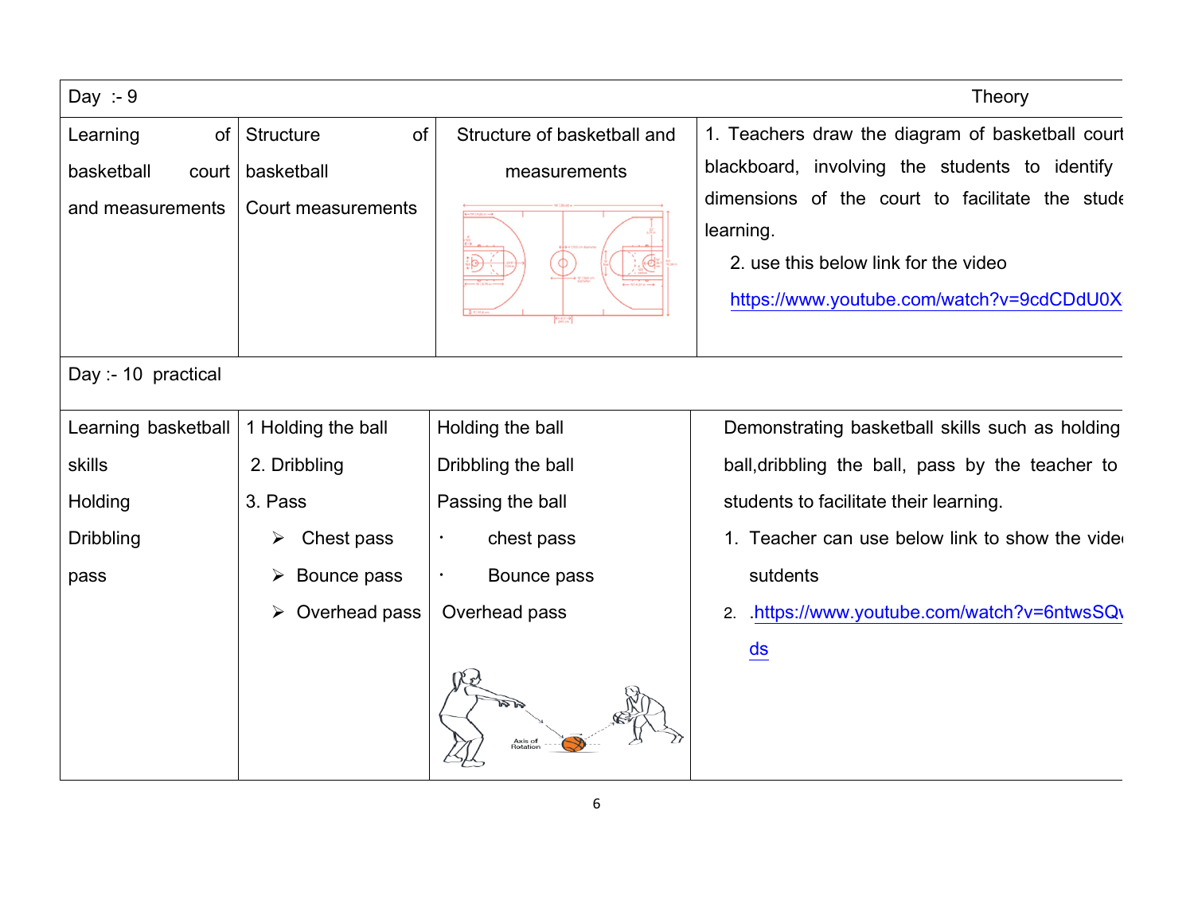| Day :- 9 | | | Theory |
|---|---|---|---|
| Learning of basketball court and measurements | Structure of basketball Court measurements | Structure of basketball and measurements | 1. Teachers draw the diagram of basketball court blackboard, involving the students to identify dimensions of the court to facilitate the stude learning.<br>2. use this below link for the video<br>https://www.youtube.com/watch?v=9cdCDdU0X |
| Day :- 10 practical | | | |
| Learning basketball skills<br>Holding<br>Dribbling<br>pass | 1 Holding the ball<br>2. Dribbling<br>3. Pass<br>➢ Chest pass<br>➢ Bounce pass<br>➢ Overhead pass | Holding the ball<br>Dribbling the ball<br>Passing the ball<br>· chest pass<br>· Bounce pass<br>Overhead pass | Demonstrating basketball skills such as holding ball,dribbling the ball, pass by the teacher to students to facilitate their learning.<br>1. Teacher can use below link to show the vide sutdents<br>2. .https://www.youtube.com/watch?v=6ntwsSQ ds |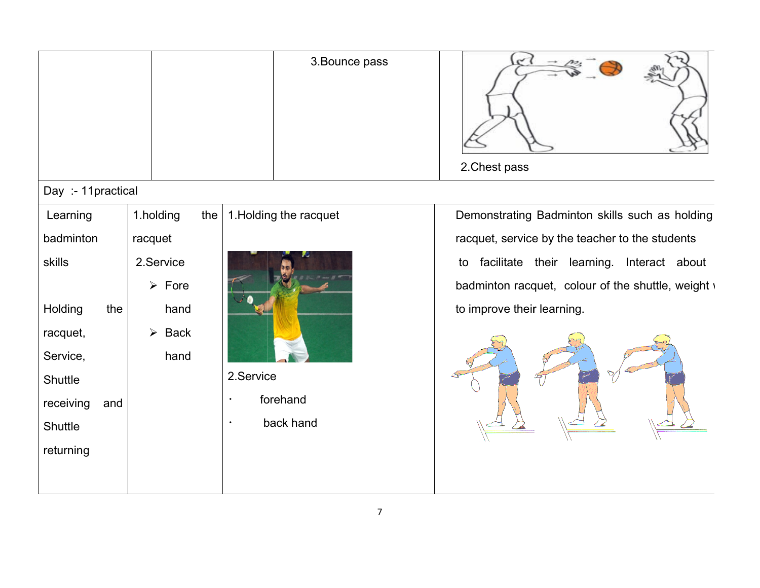| | | | |
|---|---|---|---|
| | | 3.Bounce pass | 2.Chest pass |
| Day :- 11practical | | | |
| Learning badminton skills<br><br>Holding the racquet, Service, Shuttle receiving and Shuttle returning | 1.holding the racquet<br>2.Service<br>➢ Fore hand<br>➢ Back hand | 1.Holding the racquet<br><br>2.Service<br>• forehand<br>• back hand | Demonstrating Badminton skills such as holding racquet, service by the teacher to the students to facilitate their learning. Interact about badminton racquet, colour of the shuttle, weight to improve their learning. |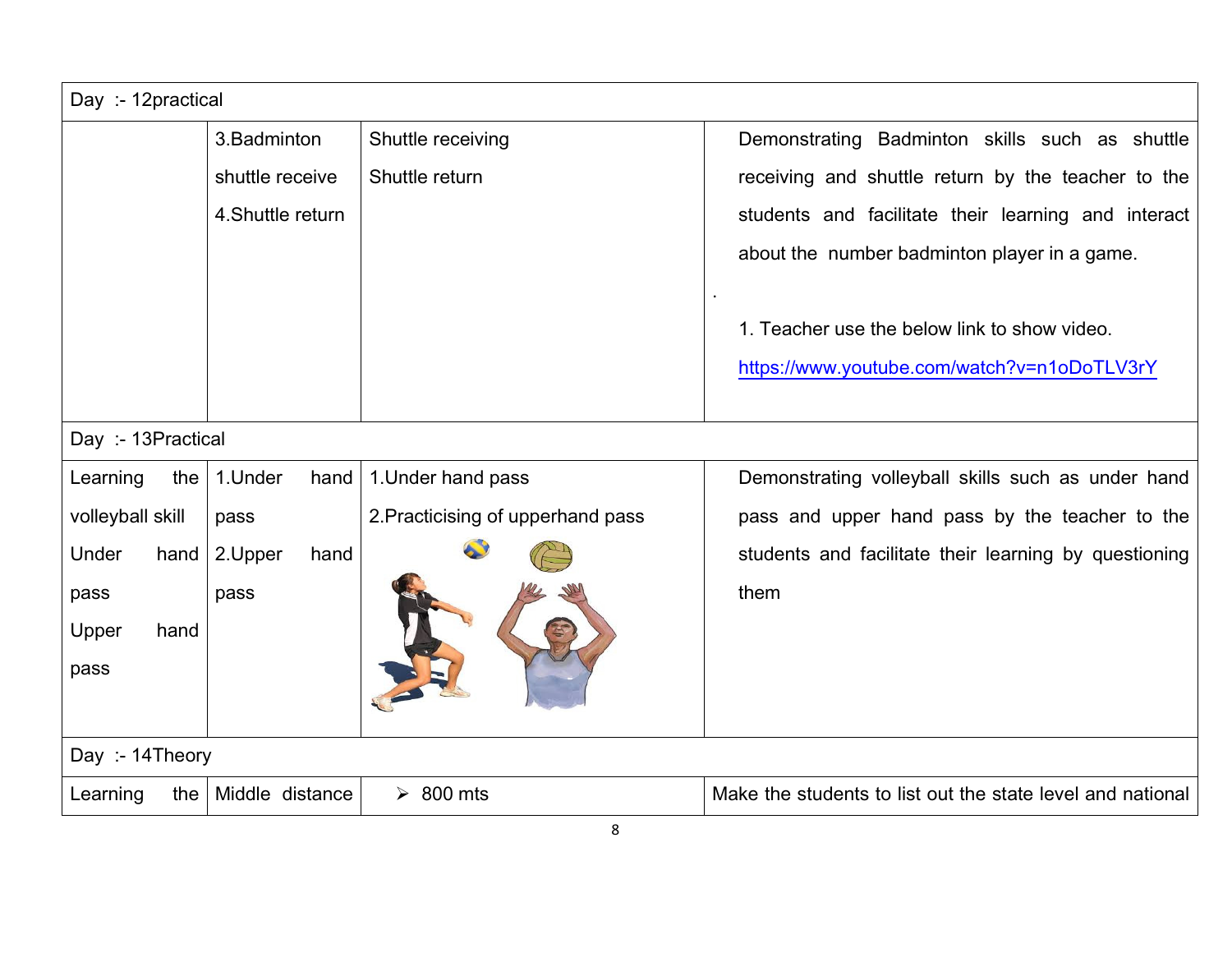| | | | |
|---|---|---|---|
| Day :- 12practical | | | |
| | 3.Badminton shuttle receive<br>4.Shuttle return | Shuttle receiving<br>Shuttle return | Demonstrating Badminton skills such as shuttle receiving and shuttle return by the teacher to the students and facilitate their learning and interact about the number badminton player in a game.<br>.<br>1. Teacher use the below link to show video.<br>https://www.youtube.com/watch?v=n1oDoTLV3rY |
| Day :- 13Practical | | | |
| Learning the volleyball skill Under hand pass Upper hand pass | 1.Under hand pass<br>2.Upper hand pass | 1.Under hand pass<br>2.Practicising of upperhand pass | Demonstrating volleyball skills such as under hand pass and upper hand pass by the teacher to the students and facilitate their learning by questioning them |
| Day :- 14Theory | | | |
| Learning the | Middle distance | ➢ 800 mts | Make the students to list out the state level and national |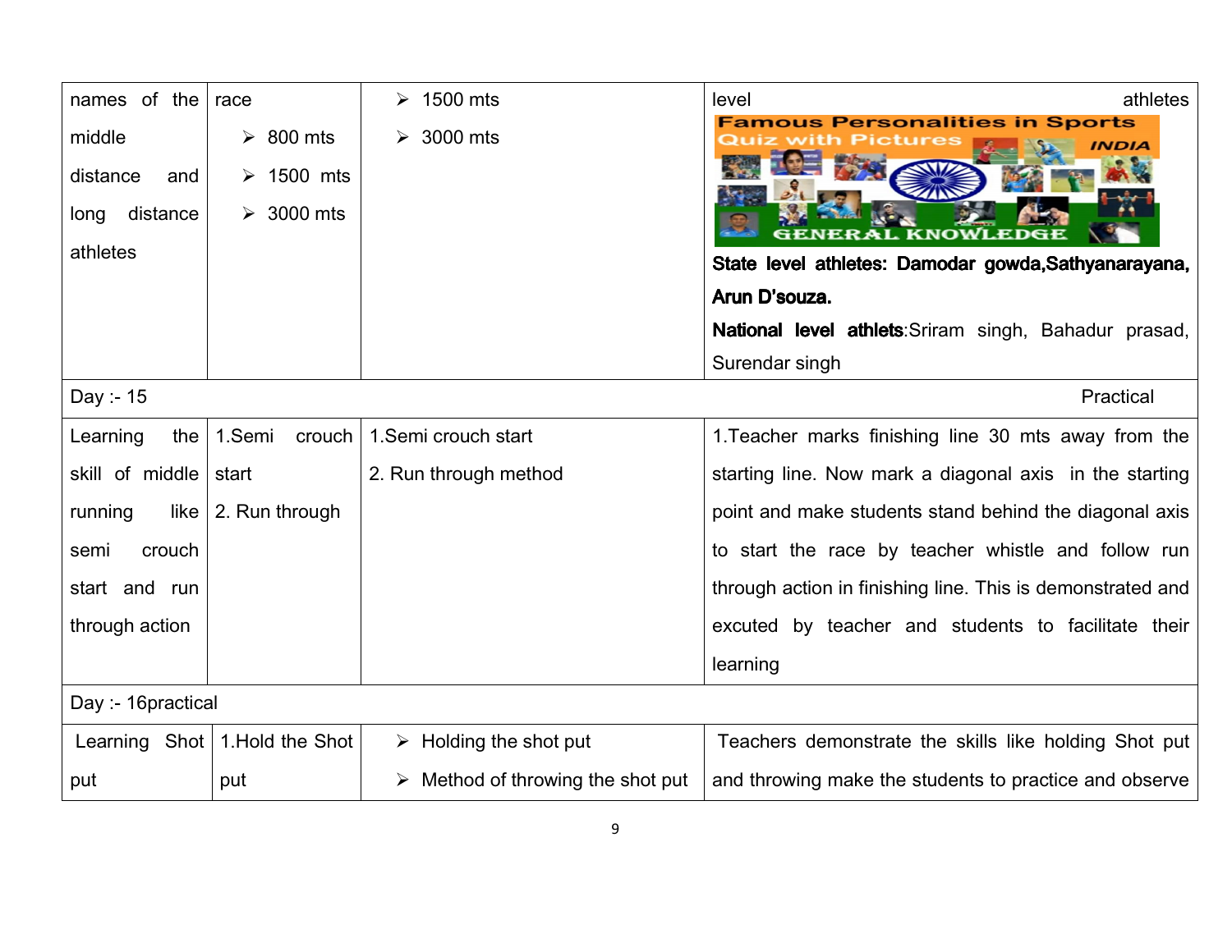| | | | |
|---|---|---|---|
| names of the middle distance and long distance athletes | race<br>➢ 800 mts<br>➢ 1500 mts<br>➢ 3000 mts | ➢ 1500 mts<br>➢ 3000 mts | level athletes<br>**State level athletes: Damodar gowda,Sathyanarayana, Arun D'souza.**<br>**National level athlets**:Sriram singh, Bahadur prasad, Surendar singh |
| Day :- 15 | | | Practical |
| Learning the skill of middle running like semi crouch start and run through action | 1.Semi crouch start<br>2. Run through | 1.Semi crouch start<br>2. Run through method | 1.Teacher marks finishing line 30 mts away from the starting line. Now mark a diagonal axis in the starting point and make students stand behind the diagonal axis to start the race by teacher whistle and follow run through action in finishing line. This is demonstrated and excuted by teacher and students to facilitate their learning |
| Day :- 16practical | | | |
| Learning Shot put | 1.Hold the Shot put | ➢ Holding the shot put<br>➢ Method of throwing the shot put | Teachers demonstrate the skills like holding Shot put and throwing make the students to practice and observe |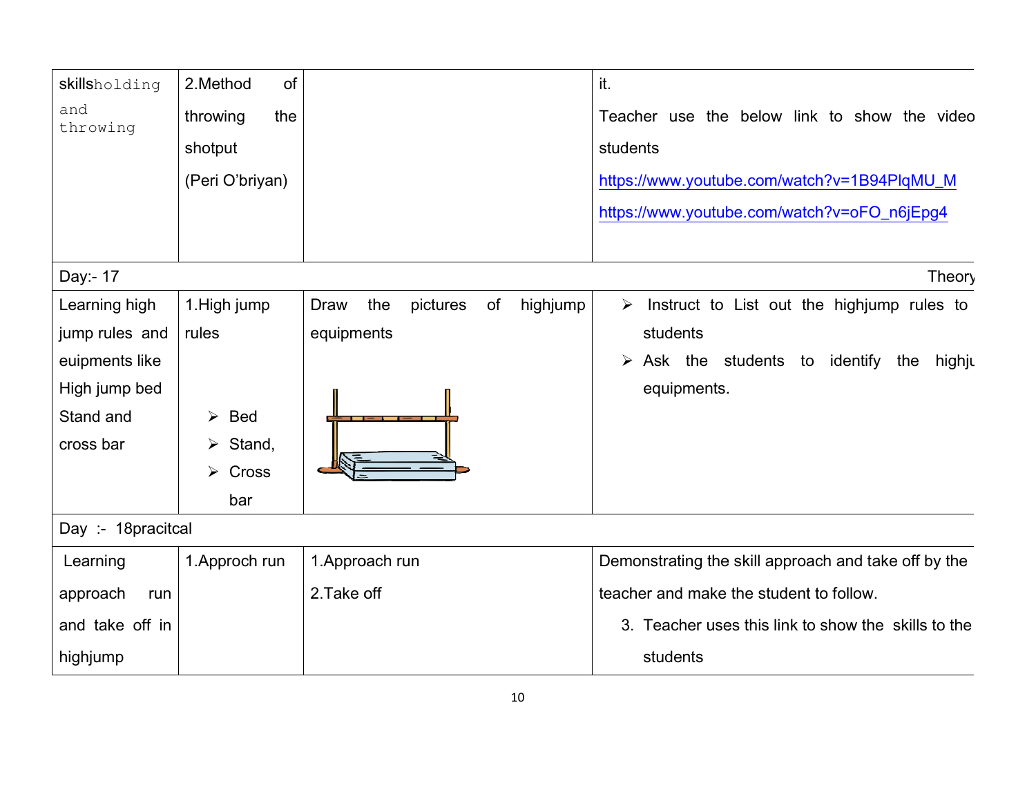| | | | |
|---|---|---|---|
| skills holding and throwing | 2.Method of throwing the shotput (Peri O'briyan) | | it.<br>Teacher use the below link to show the video students<br>https://www.youtube.com/watch?v=1B94PlqMU_M<br>https://www.youtube.com/watch?v=oFO_n6jEpg4 |
| Day:- 17 | | | Theory |
| Learning high jump rules and euipments like High jump bed Stand and cross bar | 1.High jump rules<br>➢ Bed<br>➢ Stand,<br>➢ Cross bar | Draw the pictures of highjump equipments | ➢ Instruct to List out the highjump rules to students<br>➢ Ask the students to identify the highju equipments. |
| Day :- 18pracitcal | | | |
| Learning approach run and take off in highjump | 1.Approch run | 1.Approach run<br>2.Take off | Demonstrating the skill approach and take off by the teacher and make the student to follow.<br>3. Teacher uses this link to show the skills to the students |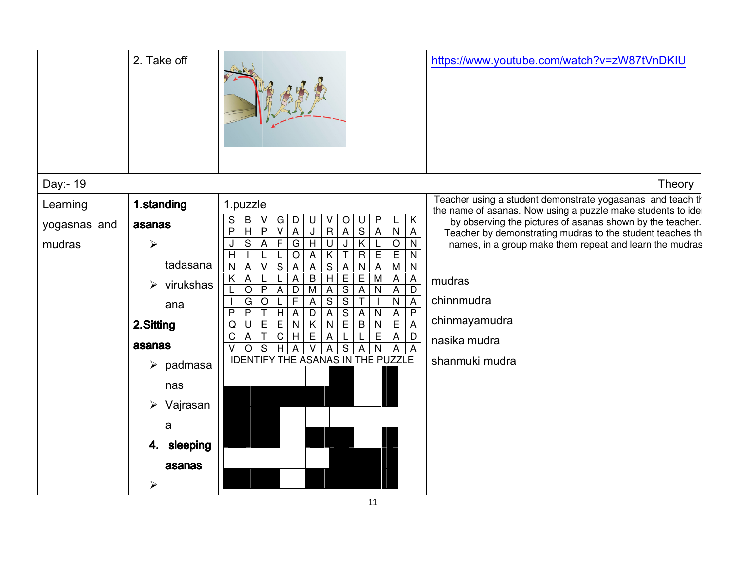| | 2. Take off | | https://www.youtube.com/watch?v=zW87tVnDKIU |
|---|---|---|---|
| **Day:- 19** | | | **Theory** |
| Learning yogasnas and mudras | **1.standing asanas**<br>➢ tadasana<br>➢ virukshasana<br>**2.Sitting asanas**<br>➢ padmasanas<br>➢ Vajrasana<br>**4. sleeping asanas**<br>➢ | 1.puzzle<br><br>S B V G D U V O U P L K<br>P H P V A J R A S A N A<br>J S A F G H U J K L O N<br>H I L L O A K T R E E N<br>N A V S A A S A N A M N<br>K A L L A B H E E M A A<br>L O P A D M A S A N A D<br>I G O L F A S S T I N A<br>P P T H A D A S A N A P<br>Q U E E N K N E B N E A<br>C A T C H E A L L E A D<br>V O S H A V A S A N A A<br>IDENTIFY THE ASANAS IN THE PUZZLE | Teacher using a student demonstrate yogasanas and teach th the name of asanas. Now using a puzzle make students to ide by observing the pictures of asanas shown by the teacher. Teacher by demonstrating mudras to the student teaches th names, in a group make them repeat and learn the mudras<br><br>mudras<br>chinnmudra<br>chinmayamudra<br>nasika mudra<br>shanmuki mudra |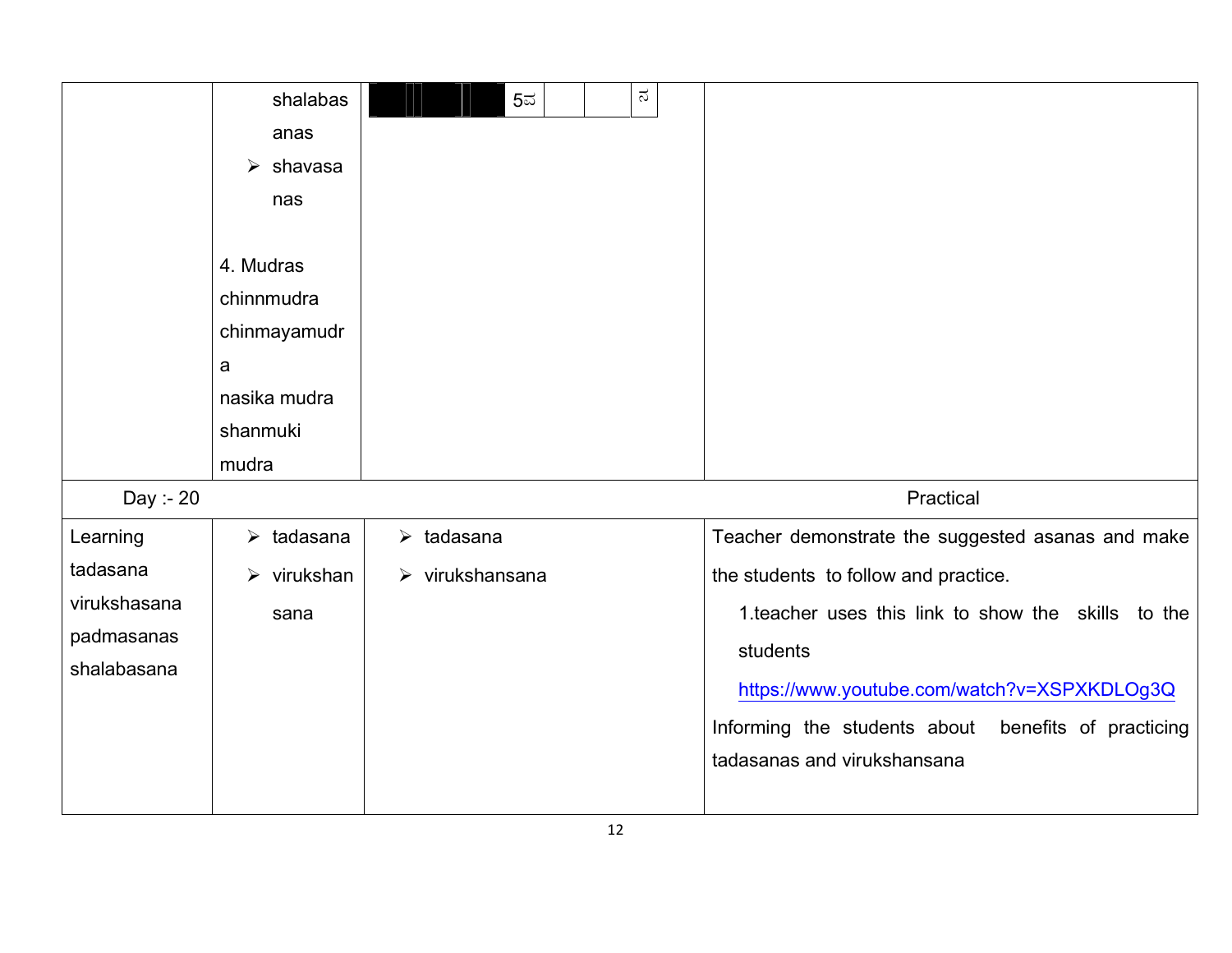| | | | |
|---|---|---|---|
| | shalabasanas<br>➢ shavasanas<br><br>4. Mudras<br>chinnmudra<br>chinmayamudra<br>nasika mudra<br>shanmuki mudra | | |
| Day :- 20 | | | Practical |
| Learning tadasana virukshasana padmasanas shalabasana | ➢ tadasana<br>➢ virukshansana | ➢ tadasana<br>➢ virukshansana | Teacher demonstrate the suggested asanas and make the students to follow and practice.<br>1.teacher uses this link to show the skills to the students<br>https://www.youtube.com/watch?v=XSPXKDLOg3Q<br>Informing the students about benefits of practicing tadasanas and virukshansana |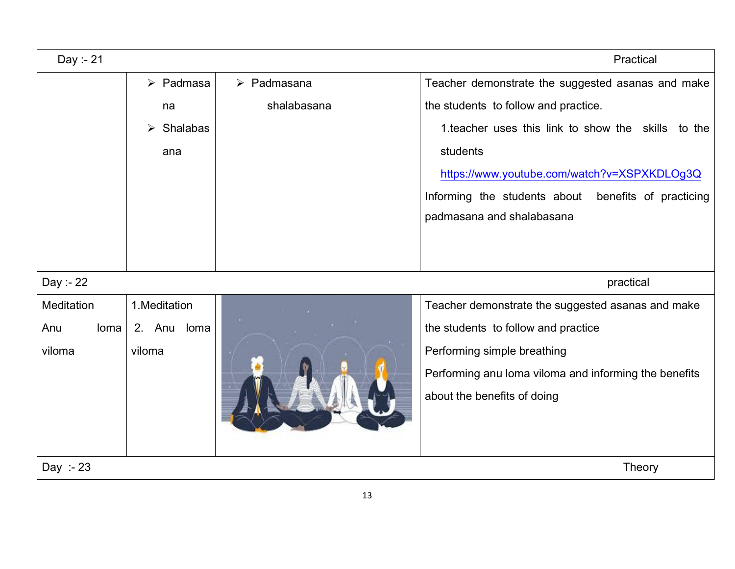| Day :- 21 | | | Practical |
|---|---|---|---|
| | ➢ Padmasana<br>➢ Shalabasana | ➢ Padmasana shalabasana | Teacher demonstrate the suggested asanas and make the students to follow and practice.<br>1.teacher uses this link to show the skills to the students<br>https://www.youtube.com/watch?v=XSPXKDLOg3Q<br>Informing the students about benefits of practicing padmasana and shalabasana |
| Day :- 22 | | | practical |
| Meditation<br>Anu loma viloma | 1.Meditation<br>2. Anu loma viloma | | Teacher demonstrate the suggested asanas and make the students to follow and practice<br>Performing simple breathing<br>Performing anu loma viloma and informing the benefits about the benefits of doing |
| Day :- 23 | | | Theory |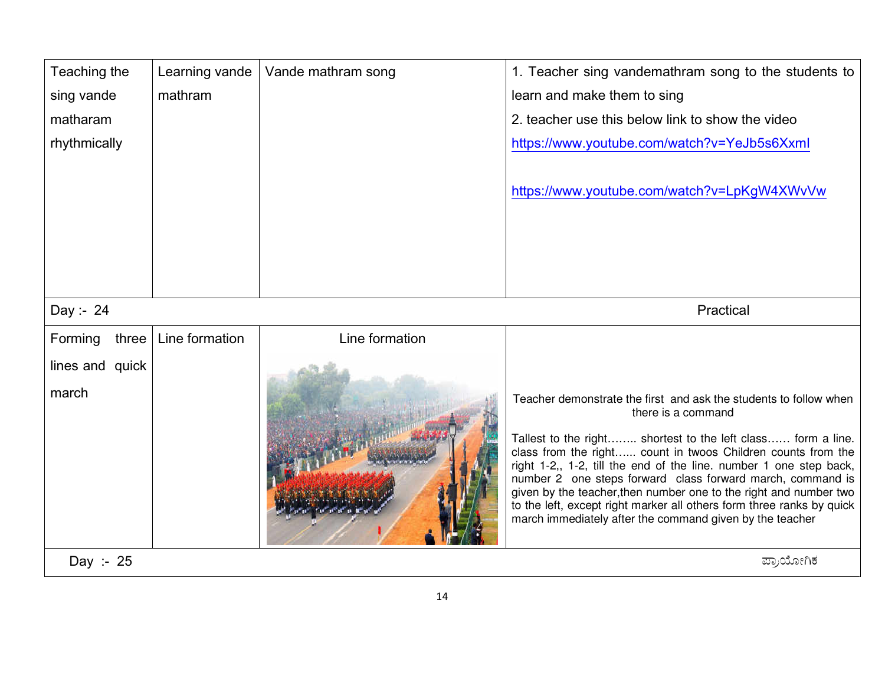| Teaching the sing vande matharam rhythmically | Learning vande mathram | Vande mathram song | 1. Teacher sing vandemathram song to the students to learn and make them to sing<br>2. teacher use this below link to show the video<br>https://www.youtube.com/watch?v=YeJb5s6Xxml<br><br>https://www.youtube.com/watch?v=LpKgW4XWvVw |
|---|---|---|---|
| Day :- 24 | | | Practical |
| Forming three lines and quick march | Line formation | Line formation | Teacher demonstrate the first and ask the students to follow when there is a command<br><br>Tallest to the right…….. shortest to the left class…… form a line. class from the right…... count in twoos Children counts from the right 1-2,, 1-2, till the end of the line. number 1 one step back, number 2 one steps forward class forward march, command is given by the teacher,then number one to the right and number two to the left, except right marker all others form three ranks by quick march immediately after the command given by the teacher |
| Day :- 25 | | | ಪ್ರಾಯೋಗಿಕ |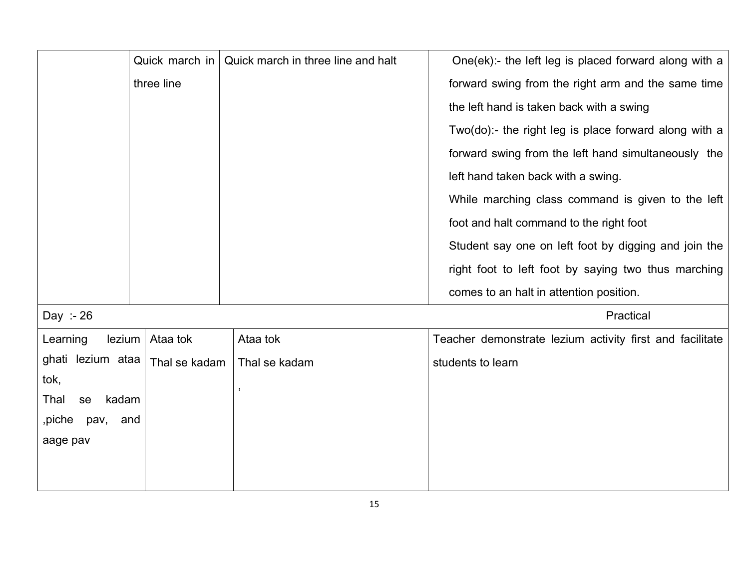|  | Quick march in three line | Quick march in three line and halt | One(ek):- the left leg is placed forward along with a forward swing from the right arm and the same time the left hand is taken back with a swing<br>Two(do):- the right leg is place forward along with a forward swing from the left hand simultaneously the left hand taken back with a swing.<br>While marching class command is given to the left foot and halt command to the right foot<br>Student say one on left foot by digging and join the right foot to left foot by saying two thus marching comes to an halt in attention position. |
|---|---|---|---|
| Day :- 26 | | | Practical |
| Learning lezium ghati lezium ataa tok,<br>Thal se kadam ,piche pav, and aage pav | Ataa tok<br>Thal se kadam | Ataa tok<br>Thal se kadam<br>, | Teacher demonstrate lezium activity first and facilitate students to learn |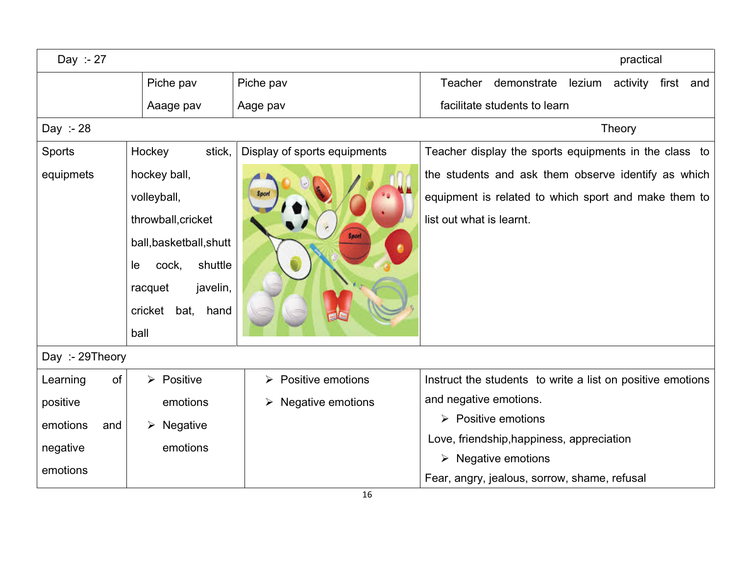| Day :- 27 | | | practical |
|---|---|---|---|
| | Piche pav<br>Aaage pav | Piche pav<br>Aage pav | Teacher demonstrate lezium activity first and facilitate students to learn |
| **Day :- 28** | | | **Theory** |
| Sports equipmets | Hockey stick, hockey ball, volleyball, throwball,cricket ball,basketball,shuttle cock, shuttle racquet javelin, cricket bat, hand ball | Display of sports equipments | Teacher display the sports equipments in the class to the students and ask them observe identify as which equipment is related to which sport and make them to list out what is learnt. |
| **Day :- 29Theory** | | | |
| Learning of positive emotions and negative emotions | ➢ Positive emotions<br>➢ Negative emotions | ➢ Positive emotions<br>➢ Negative emotions | Instruct the students to write a list on positive emotions and negative emotions.<br>➢ Positive emotions<br>Love, friendship,happiness, appreciation<br>➢ Negative emotions<br>Fear, angry, jealous, sorrow, shame, refusal |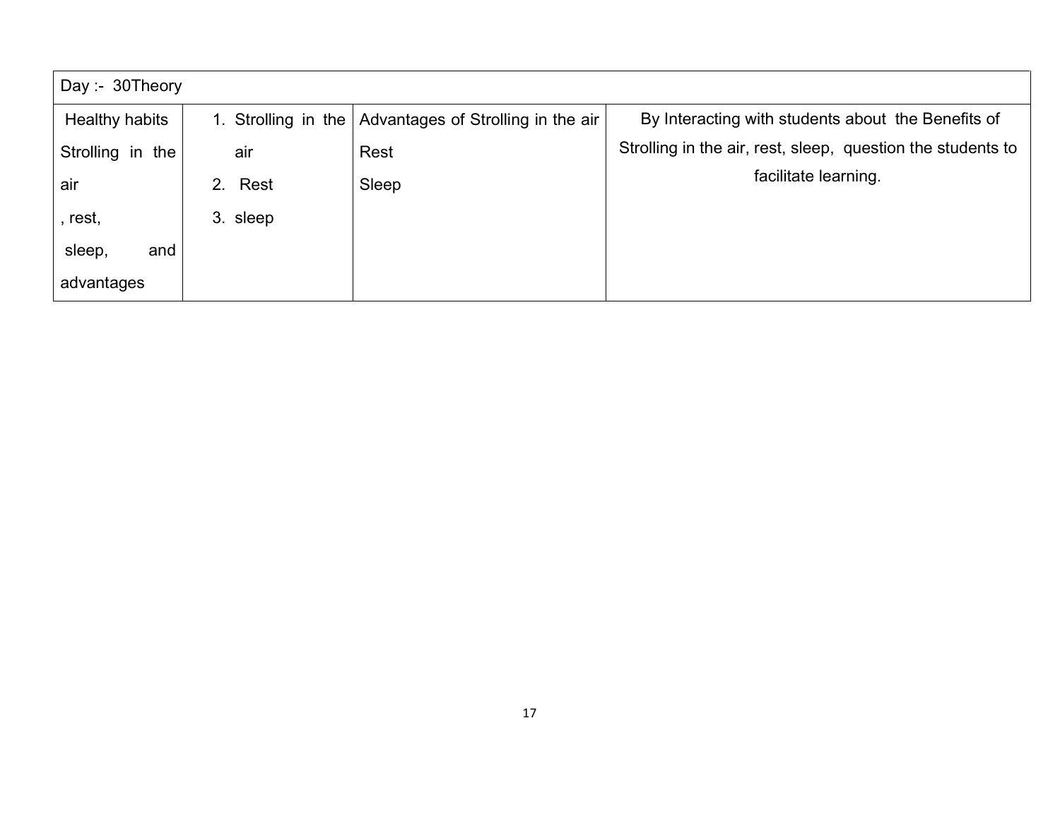| Day :- 30Theory | | | |
|---|---|---|---|
| Healthy habits Strolling in the air , rest, sleep, and advantages | 1. Strolling in the air<br>2. Rest<br>3. sleep | Advantages of Strolling in the air<br>Rest<br>Sleep | By Interacting with students about the Benefits of Strolling in the air, rest, sleep, question the students to facilitate learning. |